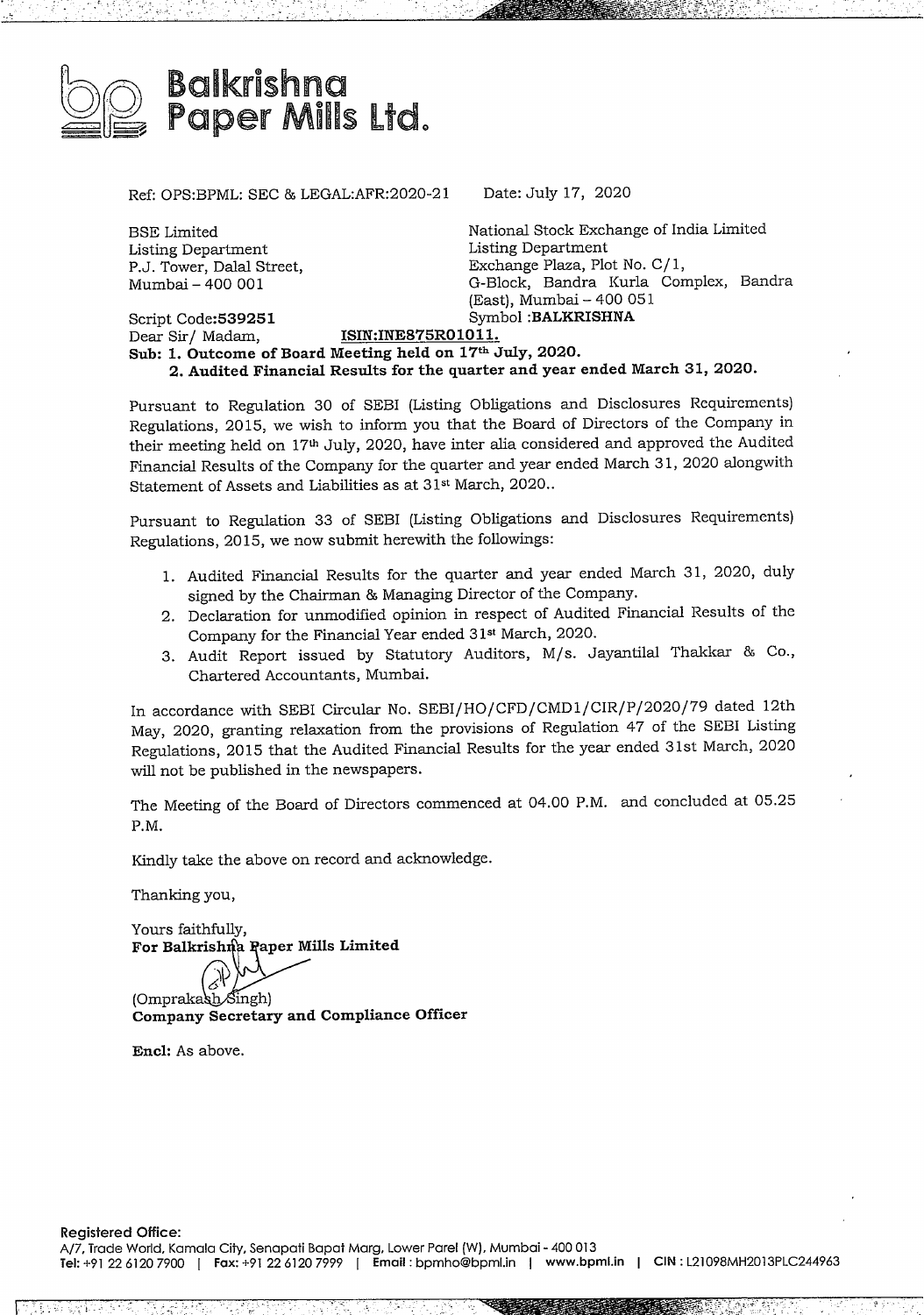# Balkrishna Paper Mills Ltd.

Ref: OPS:BPML: SEC & LEGAL:AFR:2020-21

Date: July 17, 2020

BSE Limited
Listing Department
P.J. Tower, Dalal Street,
Mumbai – 400 001

National Stock Exchange of India Limited
Listing Department
Exchange Plaza, Plot No. C/1,
G-Block, Bandra Kurla Complex, Bandra (East), Mumbai – 400 051

Script Code:**539251**

Symbol :**BALKRISHNA**

Dear Sir/ Madam,

**ISIN:INE875R01011.**

**Sub: 1. Outcome of Board Meeting held on 17th July, 2020.**
**2. Audited Financial Results for the quarter and year ended March 31, 2020.**

Pursuant to Regulation 30 of SEBI (Listing Obligations and Disclosures Requirements) Regulations, 2015, we wish to inform you that the Board of Directors of the Company in their meeting held on 17th July, 2020, have inter alia considered and approved the Audited Financial Results of the Company for the quarter and year ended March 31, 2020 alongwith Statement of Assets and Liabilities as at 31st March, 2020..

Pursuant to Regulation 33 of SEBI (Listing Obligations and Disclosures Requirements) Regulations, 2015, we now submit herewith the followings:

1. Audited Financial Results for the quarter and year ended March 31, 2020, duly signed by the Chairman & Managing Director of the Company.
2. Declaration for unmodified opinion in respect of Audited Financial Results of the Company for the Financial Year ended 31st March, 2020.
3. Audit Report issued by Statutory Auditors, M/s. Jayantilal Thakkar & Co., Chartered Accountants, Mumbai.

In accordance with SEBI Circular No. SEBI/HO/CFD/CMD1/CIR/P/2020/79 dated 12th May, 2020, granting relaxation from the provisions of Regulation 47 of the SEBI Listing Regulations, 2015 that the Audited Financial Results for the year ended 31st March, 2020 will not be published in the newspapers.

The Meeting of the Board of Directors commenced at 04.00 P.M. and concluded at 05.25 P.M.

Kindly take the above on record and acknowledge.

Thanking you,

Yours faithfully,
**For Balkrishna Paper Mills Limited**

(Omprakash Singh)
**Company Secretary and Compliance Officer**

**Encl:** As above.

**Registered Office:**
A/7, Trade World, Kamala City, Senapati Bapat Marg, Lower Parel (W), Mumbai - 400 013
**Tel:** +91 22 6120 7900 | **Fax:** +91 22 6120 7999 | **Email:** bpmho@bpml.in | **www.bpml.in** | **CIN:** L21098MH2013PLC244963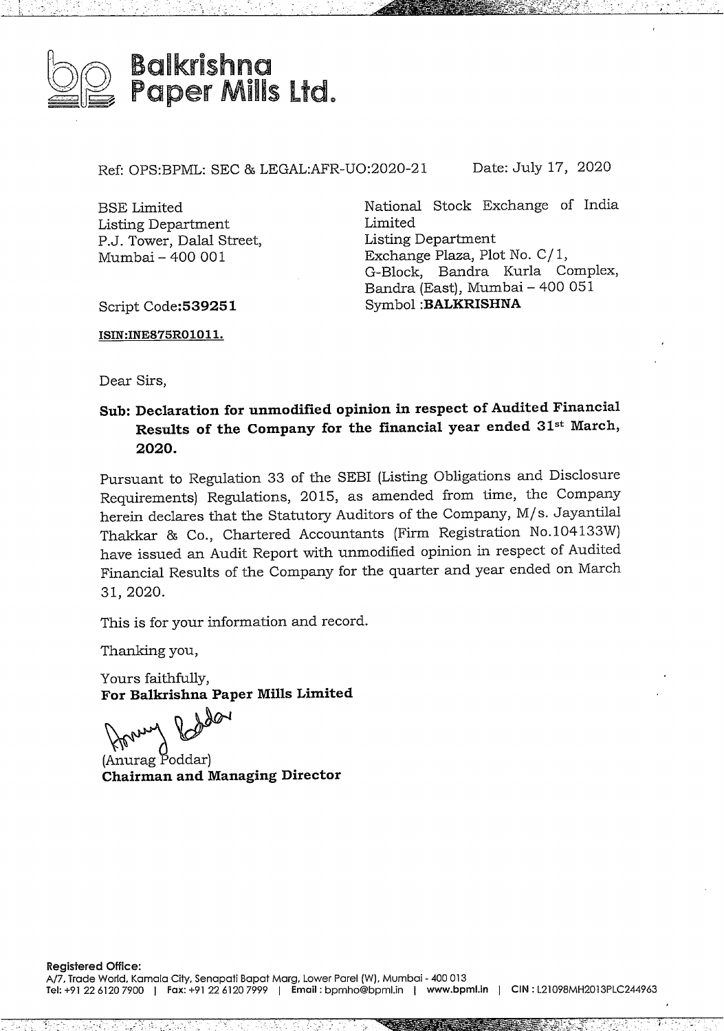# Balkrishna Paper Mills Ltd.

Ref: OPS:BPML: SEC & LEGAL:AFR-UO:2020-21 Date: July 17, 2020

BSE Limited
Listing Department
P.J. Tower, Dalal Street,
Mumbai – 400 001

Script Code:**539251**

**ISIN:INE875R01011.**

National Stock Exchange of India Limited
Listing Department
Exchange Plaza, Plot No. C/1,
G-Block, Bandra Kurla Complex,
Bandra (East), Mumbai – 400 051
Symbol :**BALKRISHNA**

Dear Sirs,

**Sub: Declaration for unmodified opinion in respect of Audited Financial Results of the Company for the financial year ended 31st March, 2020.**

Pursuant to Regulation 33 of the SEBI (Listing Obligations and Disclosure Requirements) Regulations, 2015, as amended from time, the Company herein declares that the Statutory Auditors of the Company, M/s. Jayantilal Thakkar & Co., Chartered Accountants (Firm Registration No.104133W) have issued an Audit Report with unmodified opinion in respect of Audited Financial Results of the Company for the quarter and year ended on March 31, 2020.

This is for your information and record.

Thanking you,

Yours faithfully,
**For Balkrishna Paper Mills Limited**

(Anurag Poddar)
**Chairman and Managing Director**

**Registered Office:**
A/7, Trade World, Kamala City, Senapati Bapat Marg, Lower Parel (W), Mumbai - 400 013
Tel: +91 22 6120 7900 | Fax: +91 22 6120 7999 | Email : bpmho@bpml.in | www.bpml.in | CIN : L21098MH2013PLC244963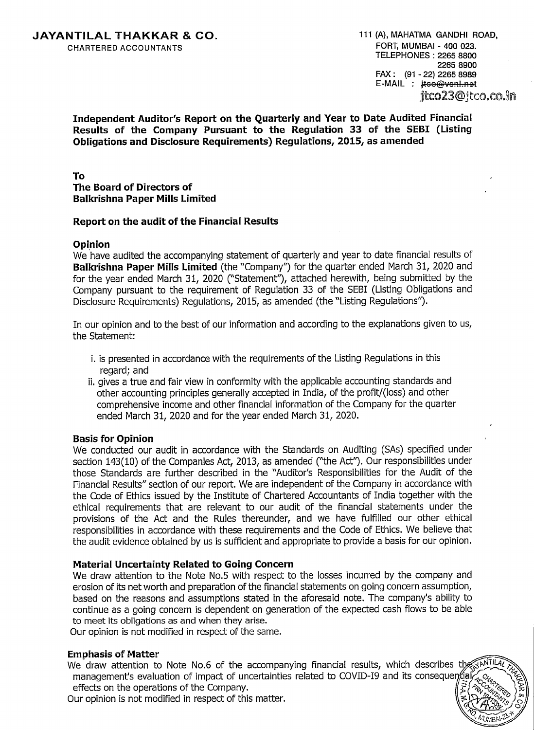**JAYANTILAL THAKKAR & CO.**
CHARTERED ACCOUNTANTS

111 (A), MAHATMA GANDHI ROAD,
FORT, MUMBAI - 400 023.
TELEPHONES : 2265 8800
2265 8900
FAX : (91 - 22) 2265 8989
E-MAIL : ~~jtco@vsnl.net~~
jtco23@jtco.co.in

**Independent Auditor's Report on the Quarterly and Year to Date Audited Financial Results of the Company Pursuant to the Regulation 33 of the SEBI (Listing Obligations and Disclosure Requirements) Regulations, 2015, as amended**

**To**
**The Board of Directors of**
**Balkrishna Paper Mills Limited**

**Report on the audit of the Financial Results**

**Opinion**

We have audited the accompanying statement of quarterly and year to date financial results of **Balkrishna Paper Mills Limited** (the "Company") for the quarter ended March 31, 2020 and for the year ended March 31, 2020 ("Statement"), attached herewith, being submitted by the Company pursuant to the requirement of Regulation 33 of the SEBI (Listing Obligations and Disclosure Requirements) Regulations, 2015, as amended (the "Listing Regulations").

In our opinion and to the best of our information and according to the explanations given to us, the Statement:

i. is presented in accordance with the requirements of the Listing Regulations in this regard; and

ii. gives a true and fair view in conformity with the applicable accounting standards and other accounting principles generally accepted in India, of the profit/(loss) and other comprehensive income and other financial information of the Company for the quarter ended March 31, 2020 and for the year ended March 31, 2020.

**Basis for Opinion**

We conducted our audit in accordance with the Standards on Auditing (SAs) specified under section 143(10) of the Companies Act, 2013, as amended ("the Act"). Our responsibilities under those Standards are further described in the "Auditor's Responsibilities for the Audit of the Financial Results" section of our report. We are independent of the Company in accordance with the Code of Ethics issued by the Institute of Chartered Accountants of India together with the ethical requirements that are relevant to our audit of the financial statements under the provisions of the Act and the Rules thereunder, and we have fulfilled our other ethical responsibilities in accordance with these requirements and the Code of Ethics. We believe that the audit evidence obtained by us is sufficient and appropriate to provide a basis for our opinion.

**Material Uncertainty Related to Going Concern**

We draw attention to the Note No.5 with respect to the losses incurred by the company and erosion of its net worth and preparation of the financial statements on going concern assumption, based on the reasons and assumptions stated in the aforesaid note. The company's ability to continue as a going concern is dependent on generation of the expected cash flows to be able to meet its obligations as and when they arise.
Our opinion is not modified in respect of the same.

**Emphasis of Matter**

We draw attention to Note No.6 of the accompanying financial results, which describes the management's evaluation of impact of uncertainties related to COVID-I9 and its consequential effects on the operations of the Company.
Our opinion is not modified in respect of this matter.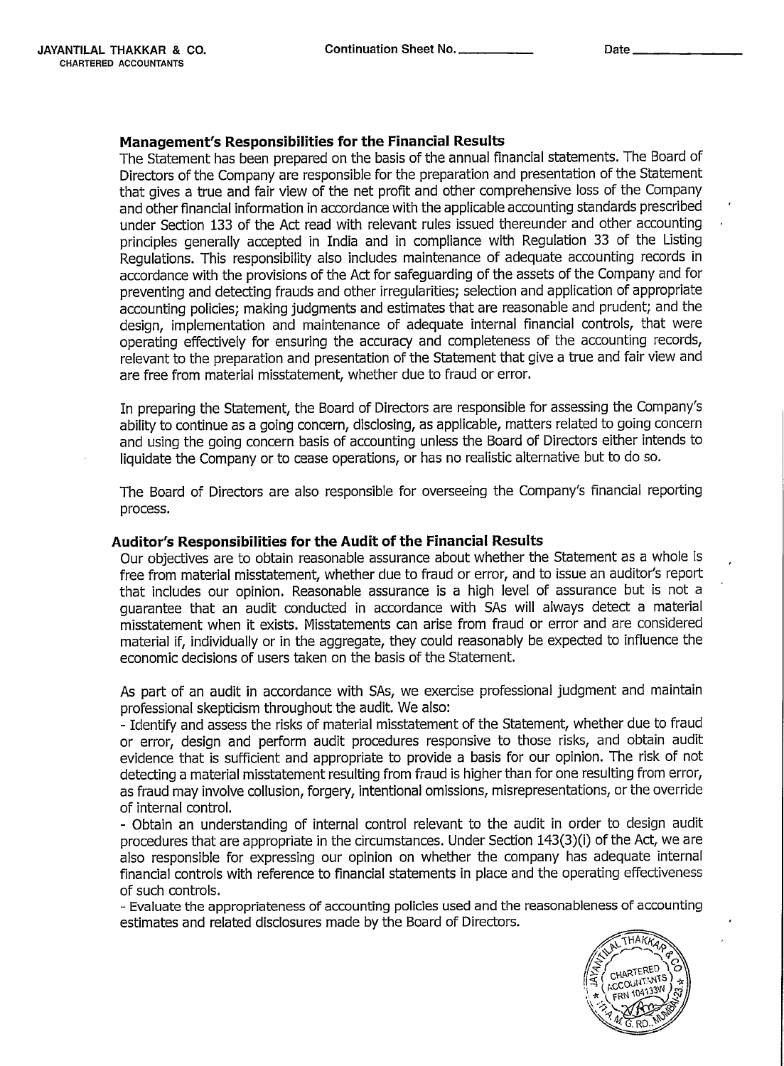### Management's Responsibilities for the Financial Results

The Statement has been prepared on the basis of the annual financial statements. The Board of Directors of the Company are responsible for the preparation and presentation of the Statement that gives a true and fair view of the net profit and other comprehensive loss of the Company and other financial information in accordance with the applicable accounting standards prescribed under Section 133 of the Act read with relevant rules issued thereunder and other accounting principles generally accepted in India and in compliance with Regulation 33 of the Listing Regulations. This responsibility also includes maintenance of adequate accounting records in accordance with the provisions of the Act for safeguarding of the assets of the Company and for preventing and detecting frauds and other irregularities; selection and application of appropriate accounting policies; making judgments and estimates that are reasonable and prudent; and the design, implementation and maintenance of adequate internal financial controls, that were operating effectively for ensuring the accuracy and completeness of the accounting records, relevant to the preparation and presentation of the Statement that give a true and fair view and are free from material misstatement, whether due to fraud or error.

In preparing the Statement, the Board of Directors are responsible for assessing the Company's ability to continue as a going concern, disclosing, as applicable, matters related to going concern and using the going concern basis of accounting unless the Board of Directors either intends to liquidate the Company or to cease operations, or has no realistic alternative but to do so.

The Board of Directors are also responsible for overseeing the Company's financial reporting process.

### Auditor's Responsibilities for the Audit of the Financial Results

Our objectives are to obtain reasonable assurance about whether the Statement as a whole is free from material misstatement, whether due to fraud or error, and to issue an auditor's report that includes our opinion. Reasonable assurance is a high level of assurance but is not a guarantee that an audit conducted in accordance with SAs will always detect a material misstatement when it exists. Misstatements can arise from fraud or error and are considered material if, individually or in the aggregate, they could reasonably be expected to influence the economic decisions of users taken on the basis of the Statement.

As part of an audit in accordance with SAs, we exercise professional judgment and maintain professional skepticism throughout the audit. We also:

- Identify and assess the risks of material misstatement of the Statement, whether due to fraud or error, design and perform audit procedures responsive to those risks, and obtain audit evidence that is sufficient and appropriate to provide a basis for our opinion. The risk of not detecting a material misstatement resulting from fraud is higher than for one resulting from error, as fraud may involve collusion, forgery, intentional omissions, misrepresentations, or the override of internal control.
- Obtain an understanding of internal control relevant to the audit in order to design audit procedures that are appropriate in the circumstances. Under Section 143(3)(i) of the Act, we are also responsible for expressing our opinion on whether the company has adequate internal financial controls with reference to financial statements in place and the operating effectiveness of such controls.
- Evaluate the appropriateness of accounting policies used and the reasonableness of accounting estimates and related disclosures made by the Board of Directors.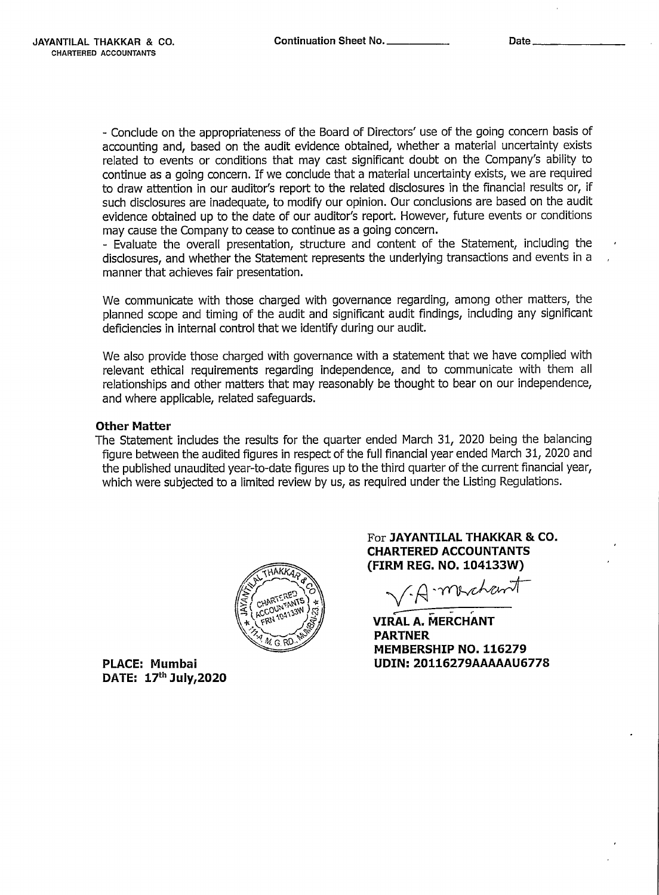- Conclude on the appropriateness of the Board of Directors' use of the going concern basis of accounting and, based on the audit evidence obtained, whether a material uncertainty exists related to events or conditions that may cast significant doubt on the Company's ability to continue as a going concern. If we conclude that a material uncertainty exists, we are required to draw attention in our auditor's report to the related disclosures in the financial results or, if such disclosures are inadequate, to modify our opinion. Our conclusions are based on the audit evidence obtained up to the date of our auditor's report. However, future events or conditions may cause the Company to cease to continue as a going concern.
- Evaluate the overall presentation, structure and content of the Statement, including the disclosures, and whether the Statement represents the underlying transactions and events in a manner that achieves fair presentation.

We communicate with those charged with governance regarding, among other matters, the planned scope and timing of the audit and significant audit findings, including any significant deficiencies in internal control that we identify during our audit.

We also provide those charged with governance with a statement that we have complied with relevant ethical requirements regarding independence, and to communicate with them all relationships and other matters that may reasonably be thought to bear on our independence, and where applicable, related safeguards.

**Other Matter**

The Statement includes the results for the quarter ended March 31, 2020 being the balancing figure between the audited figures in respect of the full financial year ended March 31, 2020 and the published unaudited year-to-date figures up to the third quarter of the current financial year, which were subjected to a limited review by us, as required under the Listing Regulations.

For **JAYANTILAL THAKKAR & CO.**
**CHARTERED ACCOUNTANTS**
**(FIRM REG. NO. 104133W)**

**VIRAL A. MERCHANT**
**PARTNER**
**MEMBERSHIP NO. 116279**
**UDIN: 20116279AAAAAU6778**

**PLACE: Mumbai**
**DATE: 17th July,2020**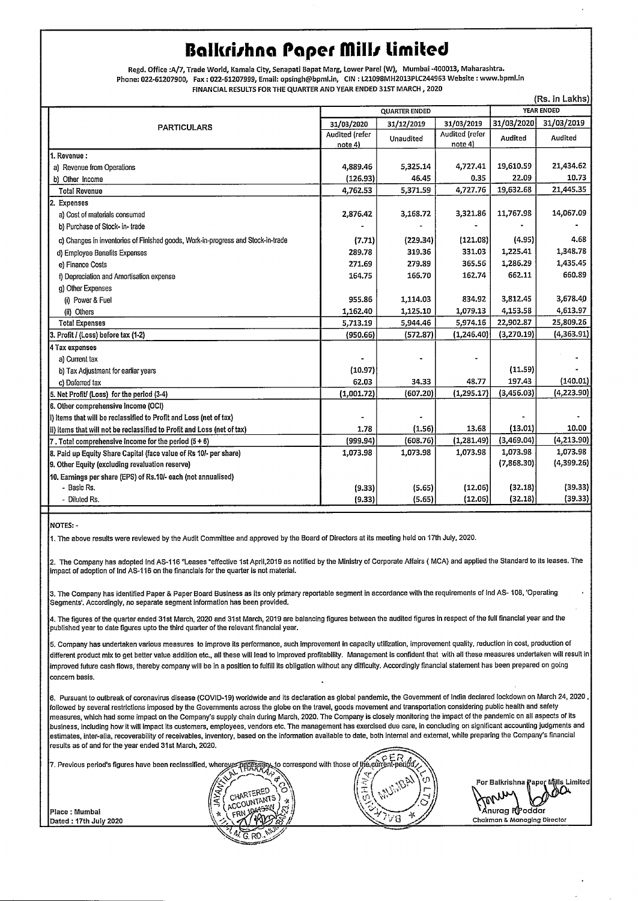# Balkrishna Paper Mills Limited

Regd. Office :A/7, Trade World, Kamala City, Senapati Bapat Marg, Lower Parel (W), Mumbai -400013, Maharashtra.
Phone: 022-61207900, Fax : 022-61207999, Email: opsingh@bpml.in, CIN : L21098MH2013PLC244963 Website : www.bpml.in

FINANCIAL RESULTS FOR THE QUARTER AND YEAR ENDED 31ST MARCH , 2020

(Rs. in Lakhs)

| PARTICULARS | QUARTER ENDED | | | YEAR ENDED | |
|---|---|---|---|---|---|
| | 31/03/2020 | 31/12/2019 | 31/03/2019 | 31/03/2020 | 31/03/2019 |
| | Audited (refer note 4) | Unaudited | Audited (refer note 4) | Audited | Audited |
| 1. Revenue : | | | | | |
| a) Revenue from Operations | 4,889.46 | 5,325.14 | 4,727.41 | 19,610.59 | 21,434.62 |
| b) Other Income | (126.93) | 46.45 | 0.35 | 22.09 | 10.73 |
| Total Revenue | 4,762.53 | 5,371.59 | 4,727.76 | 19,632.68 | 21,445.35 |
| 2. Expenses | | | | | |
| a) Cost of materials consumed | 2,876.42 | 3,168.72 | 3,321.86 | 11,767.98 | 14,067.09 |
| b) Purchase of Stock- in- trade | - | - | - | - | - |
| c) Changes in inventories of Finished goods, Work-in-progress and Stock-in-trade | (7.71) | (229.34) | (121.08) | (4.95) | 4.68 |
| d) Employee Benefits Expenses | 289.78 | 319.36 | 331.03 | 1,225.41 | 1,348.78 |
| e) Finance Costs | 271.69 | 279.89 | 365.56 | 1,286.29 | 1,435.45 |
| f) Depreciation and Amortisation expense | 164.75 | 166.70 | 162.74 | 662.11 | 660.89 |
| g) Other Expenses | | | | | |
| (i) Power & Fuel | 955.86 | 1,114.03 | 834.92 | 3,812.45 | 3,678.40 |
| (ii) Others | 1,162.40 | 1,125.10 | 1,079.13 | 4,153.58 | 4,613.97 |
| Total Expenses | 5,713.19 | 5,944.46 | 5,974.16 | 22,902.87 | 25,809.26 |
| 3. Profit / (Loss) before tax (1-2) | (950.66) | (572.87) | (1,246.40) | (3,270.19) | (4,363.91) |
| 4 Tax expenses | | | | | |
| a) Current tax | - | - | - | | - |
| b) Tax Adjustment for earliar years | (10.97) | | | (11.59) | - |
| c) Deferred tax | 62.03 | 34.33 | 48.77 | 197.43 | (140.01) |
| 5. Net Profit/ (Loss) for the period (3-4) | (1,001.72) | (607.20) | (1,295.17) | (3,456.03) | (4,223.90) |
| 6. Other comprehensive Income (OCI) | | | | | |
| i) items that will be reclassified to Profit and Loss (net of tax) | - | - | | - | - |
| ii) items that will not be reclassified to Profit and Loss (net of tax) | 1.78 | (1.56) | 13.68 | (13.01) | 10.00 |
| 7 . Total comprehensive income for the period (5 + 6) | (999.94) | (608.76) | (1,281.49) | (3,469.04) | (4,213.90) |
| 8. Paid up Equity Share Capital (face value of Rs 10/- per share) | 1,073.98 | 1,073.98 | 1,073.98 | 1,073.98 | 1,073.98 |
| 9. Other Equity (excluding revaluation reserve) | | | | (7,868.30) | (4,399.26) |
| 10. Earnings per share (EPS) of Rs.10/- each (not annualised) | | | | | |
| - Basic Rs. | (9.33) | (5.65) | (12.06) | (32.18) | (39.33) |
| - Diluted Rs. | (9.33) | (5.65) | (12.06) | (32.18) | (39.33) |

NOTES: -

1. The above results were reviewed by the Audit Committee and approved by the Board of Directors at its meeting held on 17th July, 2020.

2. The Company has adopted Ind AS-116 "Leases "effective 1st April,2019 as notified by the Ministry of Corporate Affairs ( MCA) and applied the Standard to its leases. The impact of adoption of Ind AS-116 on the financials for the quarter is not material.

3. The Company has identified Paper & Paper Board Business as its only primary reportable segment in accordance with the requirements of Ind AS- 108, 'Operating Segments'. Accordingly, no separate segment information has been provided.

4. The figures of the quarter ended 31st March, 2020 and 31st March, 2019 are balancing figures between the audited figures in respect of the full financial year and the published year to date figures upto the third quarter of the relevant financial year.

5. Company has undertaken various measures to improve its performance, such improvement in capacity utilization, improvement quality, reduction in cost, production of different product mix to get better value addition etc., all these will lead to improved profitability. Management is confident that with all these measures undertaken will result in improved future cash flows, thereby company will be in a position to fulfill its obligation without any difficulty. Accordingly financial statement has been prepared on going concern basis.

6. Pursuant to outbreak of coronavirus disease (COVID-19) worldwide and its declaration as global pandemic, the Government of India declared lockdown on March 24, 2020 , followed by several restrictions imposed by the Governments across the globe on the travel, goods movement and transportation considering public health and safety measures, which had some impact on the Company's supply chain during March, 2020. The Company is closely monitoring the impact of the pandemic on all aspects of its business, including how it will impact its customers, employees, vendors etc. The management has exercised due care, in concluding on significant accounting judgments and estimates, inter-alia, recoverability of receivables, inventory, based on the information available to date, both internal and external, while preparing the Company's financial results as of and for the year ended 31st March, 2020.

7. Previous period's figures have been reclassified, wherever necessary, to correspond with those of the current period.

Place : Mumbai
Dated : 17th July 2020

For Balkrishna Paper Mills Limited

Anurag P Poddar
Chairman & Managing Director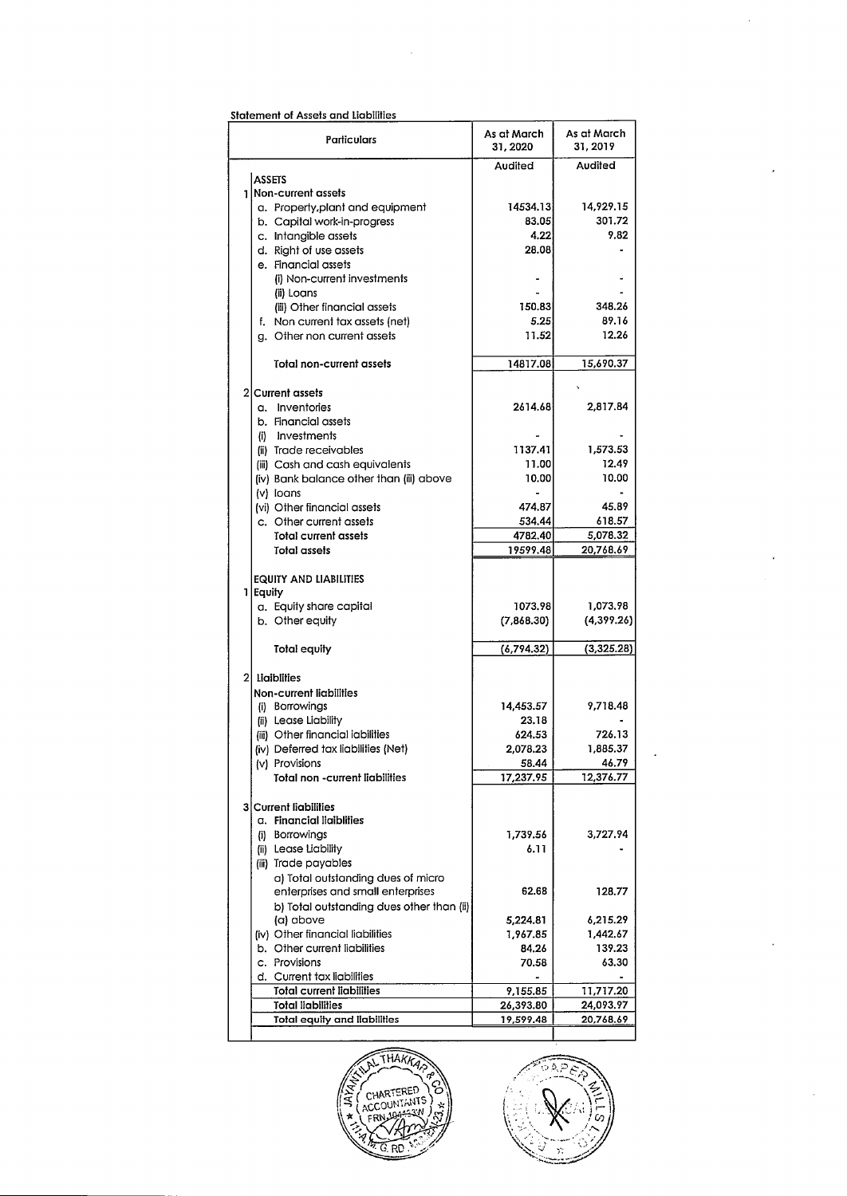**Statement of Assets and Liabilities**

| | Particulars | As at March 31, 2020 | As at March 31, 2019 |
|---|---|---|---|
| | | Audited | Audited |
| | **ASSETS** | | |
| 1 | Non-current assets | | |
| | a. Property,plant and equipment | 14534.13 | 14,929.15 |
| | b. Capital work-in-progress | 83.05 | 301.72 |
| | c. Intangible assets | 4.22 | 9.82 |
| | d. Right of use assets | 28.08 | - |
| | e. Financial assets | | |
| | (i) Non-current investments | - | - |
| | (ii) Loans | - | - |
| | (iii) Other financial assets | 150.83 | 348.26 |
| | f. Non current tax assets (net) | 5.25 | 89.16 |
| | g. Other non current assets | 11.52 | 12.26 |
| | **Total non-current assets** | 14817.08 | 15,690.37 |
| 2 | **Current assets** | | |
| | a. Inventories | 2614.68 | 2,817.84 |
| | b. Financial assets | | |
| | (i) Investments | - | - |
| | (ii) Trade receivables | 1137.41 | 1,573.53 |
| | (iii) Cash and cash equivalents | 11.00 | 12.49 |
| | (iv) Bank balance other than (iii) above | 10.00 | 10.00 |
| | (v) loans | - | - |
| | (vi) Other financial assets | 474.87 | 45.89 |
| | c. Other current assets | 534.44 | 618.57 |
| | **Total current assets** | 4782.40 | 5,078.32 |
| | **Total assets** | 19599.48 | 20,768.69 |
| | **EQUITY AND LIABILITIES** | | |
| 1 | **Equity** | | |
| | a. Equity share capital | 1073.98 | 1,073.98 |
| | b. Other equity | (7,868.30) | (4,399.26) |
| | **Total equity** | (6,794.32) | (3,325.28) |
| 2 | **Liabilities** | | |
| | **Non-current liabilities** | | |
| | (i) Borrowings | 14,453.57 | 9,718.48 |
| | (ii) Lease Liability | 23.18 | - |
| | (iii) Other financial iabilities | 624.53 | 726.13 |
| | (iv) Deferred tax liabilities (Net) | 2,078.23 | 1,885.37 |
| | (v) Provisions | 58.44 | 46.79 |
| | **Total non -current liabilities** | 17,237.95 | 12,376.77 |
| 3 | **Current liabilities** | | |
| | a. **Financial liabilities** | | |
| | (i) Borrowings | 1,739.56 | 3,727.94 |
| | (ii) Lease Liability | 6.11 | - |
| | (iii) Trade payables | | |
| | a) Total outstanding dues of micro enterprises and small enterprises | 62.68 | 128.77 |
| | b) Total outstanding dues other than (ii) (a) above | 5,224.81 | 6,215.29 |
| | (iv) Other financial liabilities | 1,967.85 | 1,442.67 |
| | b. Other current liabilities | 84.26 | 139.23 |
| | c. Provisions | 70.58 | 63.30 |
| | d. Current tax liabilities | - | - |
| | **Total current liabilities** | 9,155.85 | 11,717.20 |
| | **Total liabilities** | 26,393.80 | 24,093.97 |
| | **Total equity and liabilities** | 19,599.48 | 20,768.69 |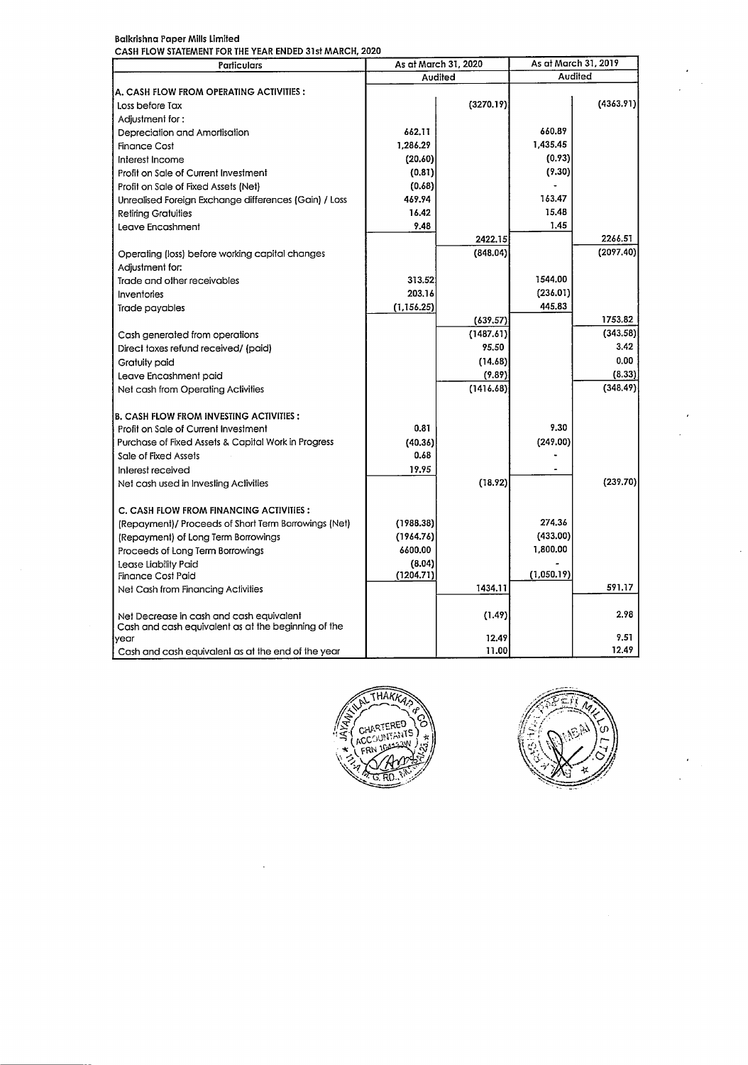**Balkrishna Paper Mills Limited**

**CASH FLOW STATEMENT FOR THE YEAR ENDED 31st MARCH, 2020**

| Particulars | As at March 31, 2020 | | As at March 31, 2019 | |
|---|---|---|---|---|
| | Audited | | Audited | |
| **A. CASH FLOW FROM OPERATING ACTIVITIES :** | | | | |
| Loss before Tax | | (3270.19) | | (4363.91) |
| Adjustment for : | | | | |
| Depreciation and Amortisation | 662.11 | | 660.89 | |
| Finance Cost | 1,286.29 | | 1,435.45 | |
| Interest Income | (20.60) | | (0.93) | |
| Profit on Sale of Current Investment | (0.81) | | (9.30) | |
| Profit on Sale of Fixed Assets (Net) | (0.68) | | - | |
| Unrealised Foreign Exchange differences (Gain) / Loss | 469.94 | | 163.47 | |
| Retiring Gratuities | 16.42 | | 15.48 | |
| Leave Encashment | 9.48 | | 1.45 | |
| | | 2422.15 | | 2266.51 |
| Operating (loss) before working capital changes | | (848.04) | | (2097.40) |
| Adjustment for: | | | | |
| Trade and other receivables | 313.52 | | 1544.00 | |
| Inventories | 203.16 | | (236.01) | |
| Trade payables | (1,156.25) | | 445.83 | |
| | | (639.57) | | 1753.82 |
| Cash generated from operations | | (1487.61) | | (343.58) |
| Direct taxes refund received/ (paid) | | 95.50 | | 3.42 |
| Gratuity paid | | (14.68) | | 0.00 |
| Leave Encashment paid | | (9.89) | | (8.33) |
| Net cash from Operating Activities | | (1416.68) | | (348.49) |
| **B. CASH FLOW FROM INVESTING ACTIVITIES :** | | | | |
| Profit on Sale of Current Investment | 0.81 | | 9.30 | |
| Purchase of Fixed Assets & Capital Work in Progress | (40.36) | | (249.00) | |
| Sale of Fixed Assets | 0.68 | | - | |
| Interest received | 19.95 | | - | |
| Net cash used in Investing Activities | | (18.92) | | (239.70) |
| **C. CASH FLOW FROM FINANCING ACTIVITIES :** | | | | |
| (Repayment)/ Proceeds of Short Term Borrowings (Net) | (1988.38) | | 274.36 | |
| (Repayment) of Long Term Borrowings | (1964.76) | | (433.00) | |
| Proceeds of Long Term Borrowings | 6600.00 | | 1,800.00 | |
| Lease Liability Paid | (8.04) | | - | |
| Finance Cost Paid | (1204.71) | | (1,050.19) | |
| Net Cash from Financing Activities | | 1434.11 | | 591.17 |
| Net Decrease in cash and cash equivalent | | (1.49) | | 2.98 |
| Cash and cash equivalent as at the beginning of the year | | 12.49 | | 9.51 |
| Cash and cash equivalent as at the end of the year | | 11.00 | | 12.49 |